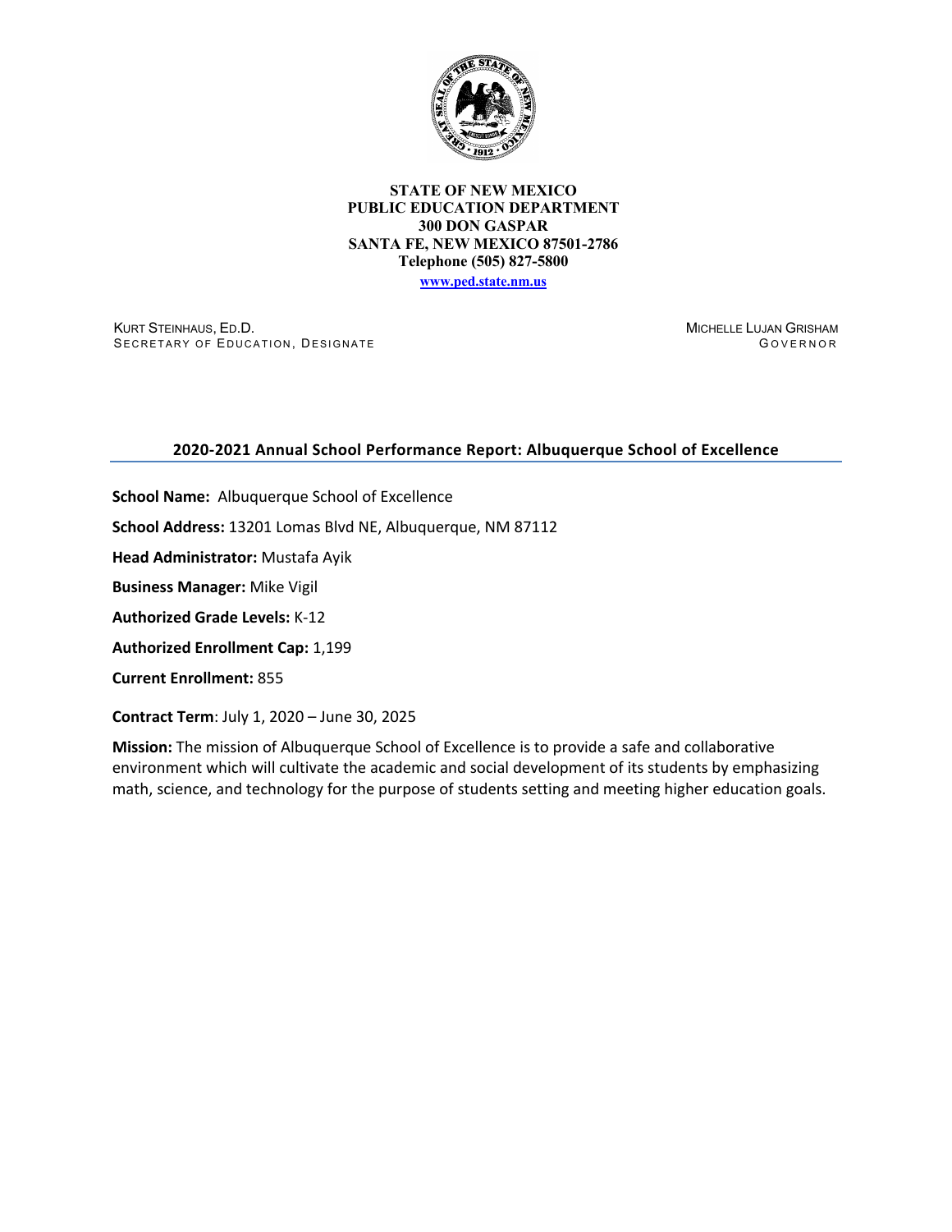**STATE OF NEW MEXICO**
**PUBLIC EDUCATION DEPARTMENT**
**300 DON GASPAR**
**SANTA FE, NEW MEXICO 87501-2786**
**Telephone (505) 827-5800**
**www.ped.state.nm.us**

KURT STEINHAUS, ED.D.
SECRETARY OF EDUCATION, DESIGNATE

MICHELLE LUJAN GRISHAM
GOVERNOR

## 2020-2021 Annual School Performance Report: Albuquerque School of Excellence

**School Name:** Albuquerque School of Excellence

**School Address:** 13201 Lomas Blvd NE, Albuquerque, NM 87112

**Head Administrator:** Mustafa Ayik

**Business Manager:** Mike Vigil

**Authorized Grade Levels:** K-12

**Authorized Enrollment Cap:** 1,199

**Current Enrollment:** 855

**Contract Term**: July 1, 2020 – June 30, 2025

**Mission:** The mission of Albuquerque School of Excellence is to provide a safe and collaborative environment which will cultivate the academic and social development of its students by emphasizing math, science, and technology for the purpose of students setting and meeting higher education goals.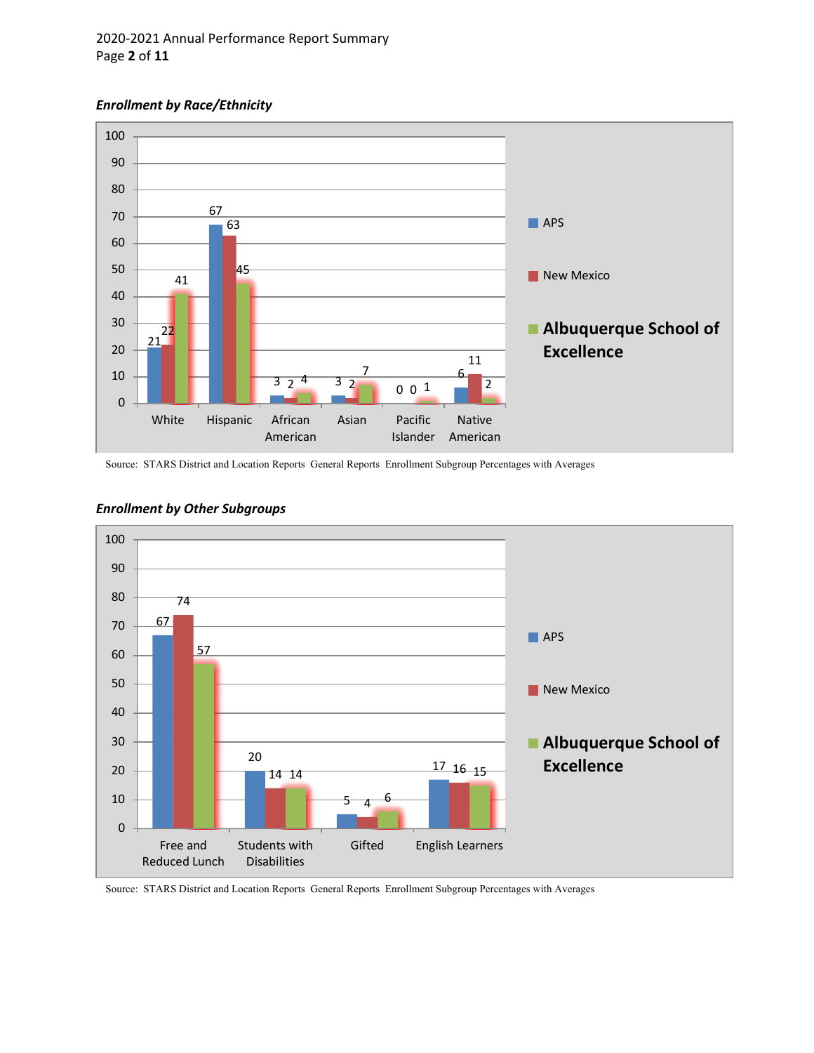***Enrollment by Race/Ethnicity***

| | White | Hispanic | African American | Asian | Pacific Islander | Native American |
|---|---|---|---|---|---|---|
| APS | 21 | 67 | 3 | 3 | 0 | 6 |
| New Mexico | 22 | 63 | 2 | 2 | 0 | 11 |
| Albuquerque School of Excellence | 41 | 45 | 4 | 7 | 1 | 2 |

Source: STARS District and Location Reports General Reports Enrollment Subgroup Percentages with Averages

***Enrollment by Other Subgroups***

| | Free and Reduced Lunch | Students with Disabilities | Gifted | English Learners |
|---|---|---|---|---|
| APS | 67 | 20 | 5 | 17 |
| New Mexico | 74 | 14 | 4 | 16 |
| Albuquerque School of Excellence | 57 | 14 | 6 | 15 |

Source: STARS District and Location Reports General Reports Enrollment Subgroup Percentages with Averages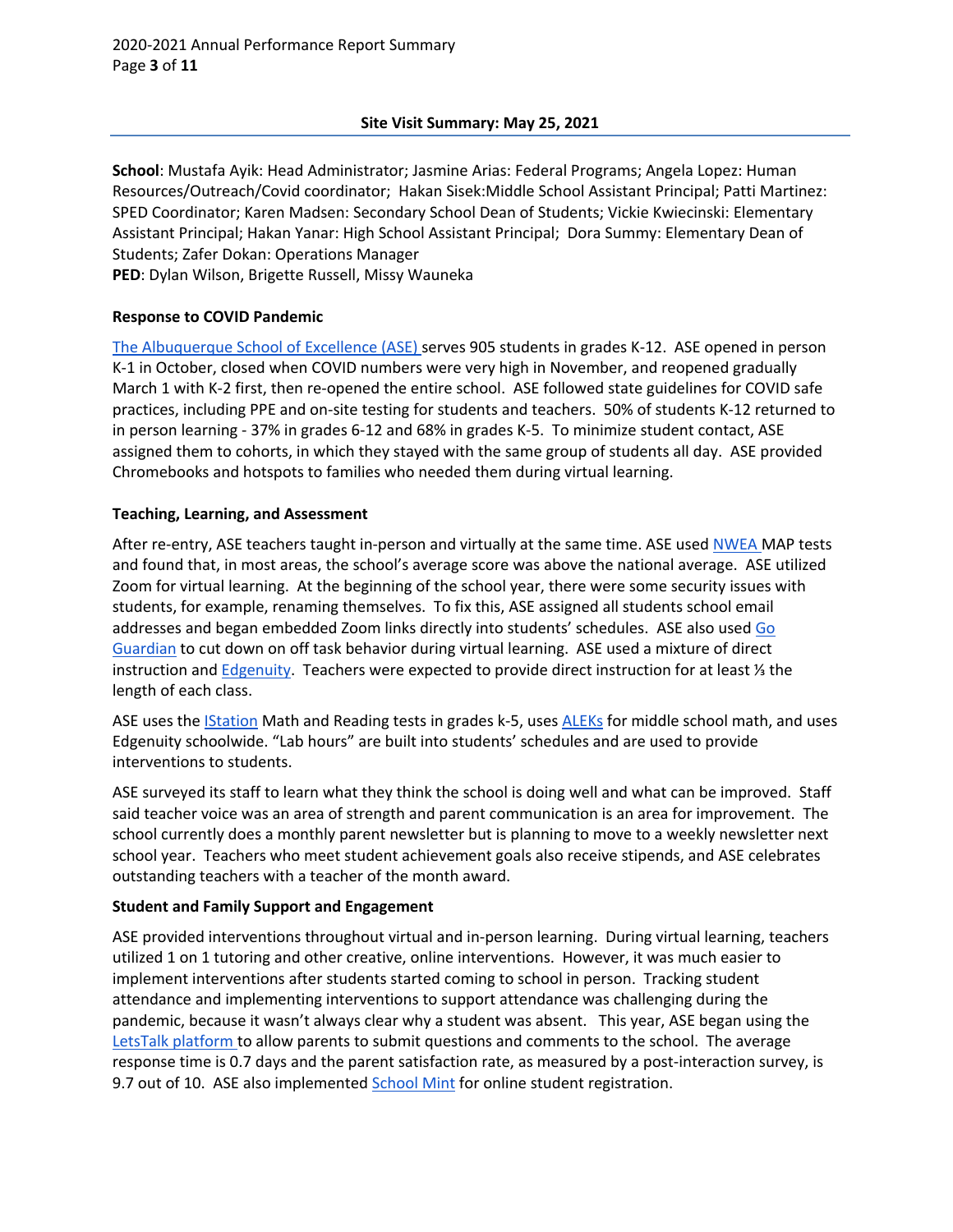## Site Visit Summary: May 25, 2021

**School**: Mustafa Ayik: Head Administrator; Jasmine Arias: Federal Programs; Angela Lopez: Human Resources/Outreach/Covid coordinator; Hakan Sisek:Middle School Assistant Principal; Patti Martinez: SPED Coordinator; Karen Madsen: Secondary School Dean of Students; Vickie Kwiecinski: Elementary Assistant Principal; Hakan Yanar: High School Assistant Principal; Dora Summy: Elementary Dean of Students; Zafer Dokan: Operations Manager
**PED**: Dylan Wilson, Brigette Russell, Missy Wauneka

### Response to COVID Pandemic

The Albuquerque School of Excellence (ASE) serves 905 students in grades K-12. ASE opened in person K-1 in October, closed when COVID numbers were very high in November, and reopened gradually March 1 with K-2 first, then re-opened the entire school. ASE followed state guidelines for COVID safe practices, including PPE and on-site testing for students and teachers. 50% of students K-12 returned to in person learning - 37% in grades 6-12 and 68% in grades K-5. To minimize student contact, ASE assigned them to cohorts, in which they stayed with the same group of students all day. ASE provided Chromebooks and hotspots to families who needed them during virtual learning.

### Teaching, Learning, and Assessment

After re-entry, ASE teachers taught in-person and virtually at the same time. ASE used NWEA MAP tests and found that, in most areas, the school's average score was above the national average. ASE utilized Zoom for virtual learning. At the beginning of the school year, there were some security issues with students, for example, renaming themselves. To fix this, ASE assigned all students school email addresses and began embedded Zoom links directly into students' schedules. ASE also used Go Guardian to cut down on off task behavior during virtual learning. ASE used a mixture of direct instruction and Edgenuity. Teachers were expected to provide direct instruction for at least ⅓ the length of each class.

ASE uses the IStation Math and Reading tests in grades k-5, uses ALEKs for middle school math, and uses Edgenuity schoolwide. "Lab hours" are built into students' schedules and are used to provide interventions to students.

ASE surveyed its staff to learn what they think the school is doing well and what can be improved. Staff said teacher voice was an area of strength and parent communication is an area for improvement. The school currently does a monthly parent newsletter but is planning to move to a weekly newsletter next school year. Teachers who meet student achievement goals also receive stipends, and ASE celebrates outstanding teachers with a teacher of the month award.

### Student and Family Support and Engagement

ASE provided interventions throughout virtual and in-person learning. During virtual learning, teachers utilized 1 on 1 tutoring and other creative, online interventions. However, it was much easier to implement interventions after students started coming to school in person. Tracking student attendance and implementing interventions to support attendance was challenging during the pandemic, because it wasn't always clear why a student was absent. This year, ASE began using the LetsTalk platform to allow parents to submit questions and comments to the school. The average response time is 0.7 days and the parent satisfaction rate, as measured by a post-interaction survey, is 9.7 out of 10. ASE also implemented School Mint for online student registration.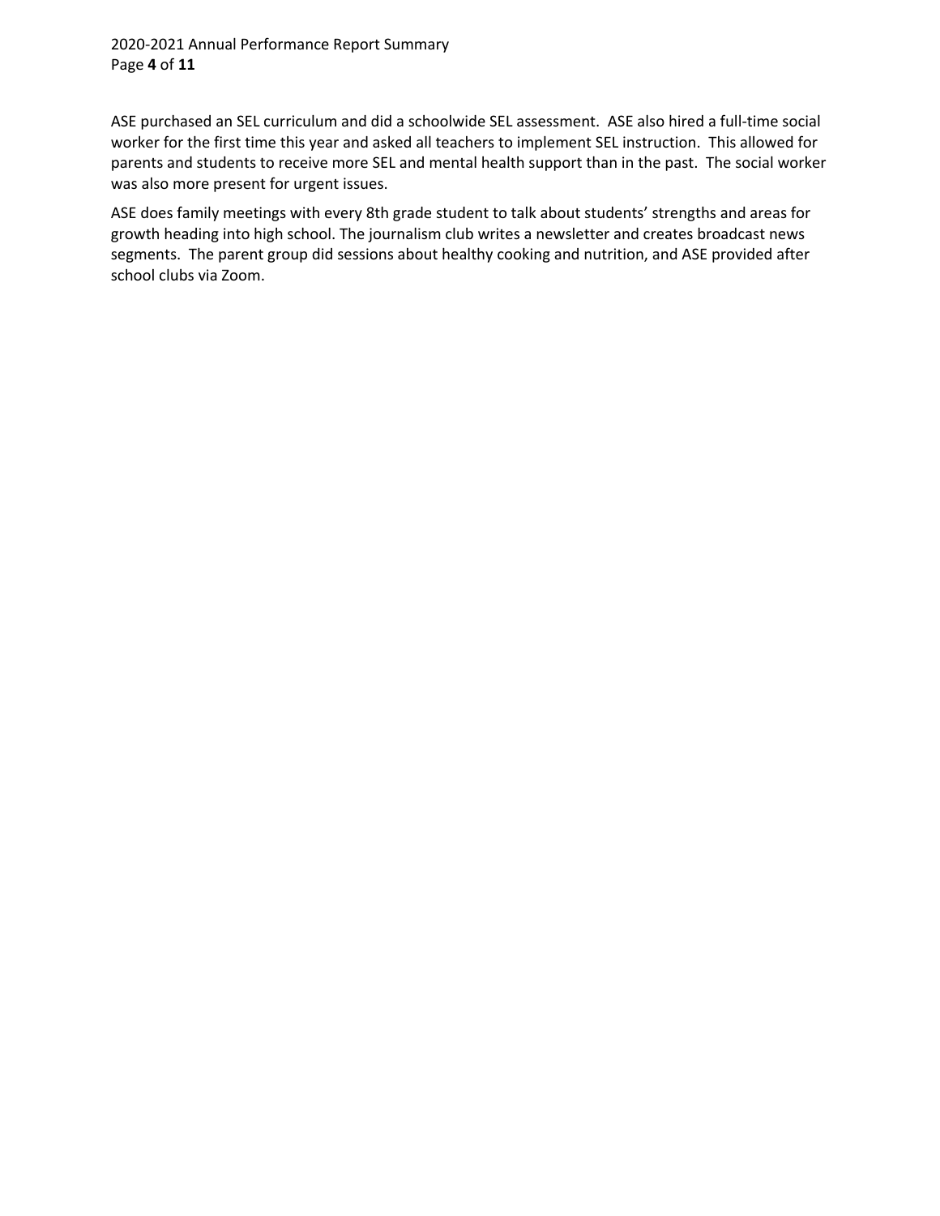ASE purchased an SEL curriculum and did a schoolwide SEL assessment. ASE also hired a full-time social worker for the first time this year and asked all teachers to implement SEL instruction. This allowed for parents and students to receive more SEL and mental health support than in the past. The social worker was also more present for urgent issues.

ASE does family meetings with every 8th grade student to talk about students' strengths and areas for growth heading into high school. The journalism club writes a newsletter and creates broadcast news segments. The parent group did sessions about healthy cooking and nutrition, and ASE provided after school clubs via Zoom.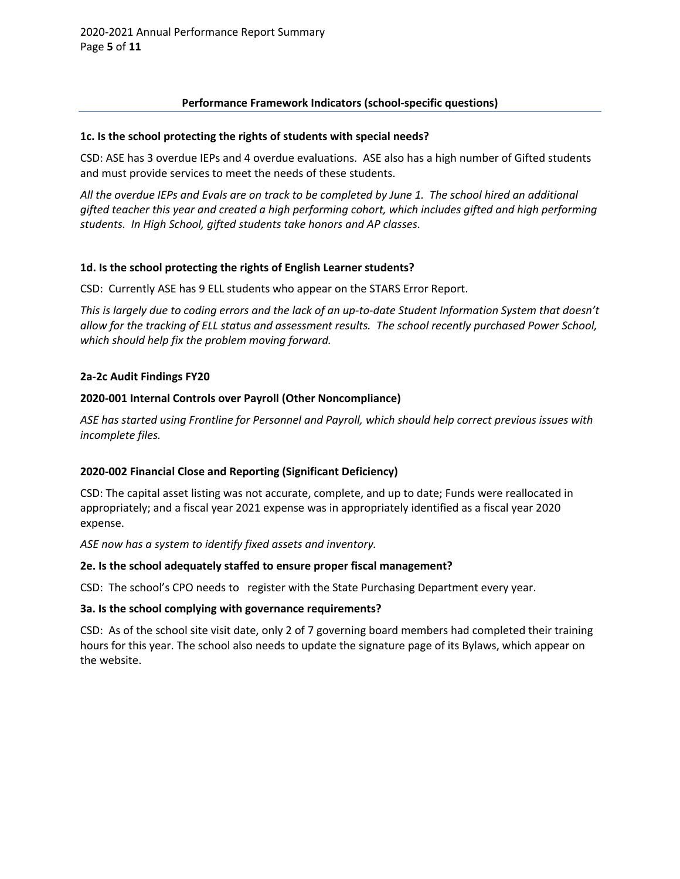## Performance Framework Indicators (school-specific questions)

**1c. Is the school protecting the rights of students with special needs?**

CSD: ASE has 3 overdue IEPs and 4 overdue evaluations. ASE also has a high number of Gifted students and must provide services to meet the needs of these students.

*All the overdue IEPs and Evals are on track to be completed by June 1. The school hired an additional gifted teacher this year and created a high performing cohort, which includes gifted and high performing students. In High School, gifted students take honors and AP classes.*

**1d. Is the school protecting the rights of English Learner students?**

CSD: Currently ASE has 9 ELL students who appear on the STARS Error Report.

*This is largely due to coding errors and the lack of an up-to-date Student Information System that doesn't allow for the tracking of ELL status and assessment results. The school recently purchased Power School, which should help fix the problem moving forward.*

**2a-2c Audit Findings FY20**

**2020-001 Internal Controls over Payroll (Other Noncompliance)**

*ASE has started using Frontline for Personnel and Payroll, which should help correct previous issues with incomplete files.*

**2020-002 Financial Close and Reporting (Significant Deficiency)**

CSD: The capital asset listing was not accurate, complete, and up to date; Funds were reallocated in appropriately; and a fiscal year 2021 expense was in appropriately identified as a fiscal year 2020 expense.

*ASE now has a system to identify fixed assets and inventory.*

**2e. Is the school adequately staffed to ensure proper fiscal management?**

CSD: The school's CPO needs to register with the State Purchasing Department every year.

**3a. Is the school complying with governance requirements?**

CSD: As of the school site visit date, only 2 of 7 governing board members had completed their training hours for this year. The school also needs to update the signature page of its Bylaws, which appear on the website.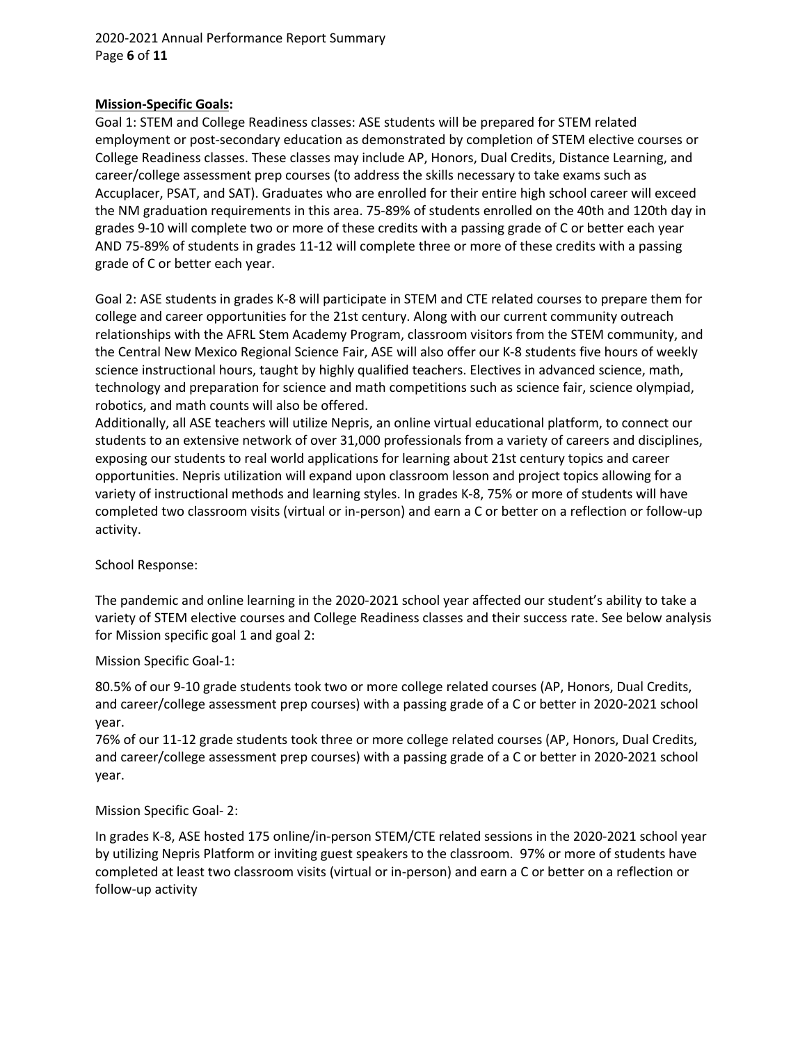**Mission-Specific Goals:**

Goal 1: STEM and College Readiness classes: ASE students will be prepared for STEM related employment or post-secondary education as demonstrated by completion of STEM elective courses or College Readiness classes. These classes may include AP, Honors, Dual Credits, Distance Learning, and career/college assessment prep courses (to address the skills necessary to take exams such as Accuplacer, PSAT, and SAT). Graduates who are enrolled for their entire high school career will exceed the NM graduation requirements in this area. 75-89% of students enrolled on the 40th and 120th day in grades 9-10 will complete two or more of these credits with a passing grade of C or better each year AND 75-89% of students in grades 11-12 will complete three or more of these credits with a passing grade of C or better each year.

Goal 2: ASE students in grades K-8 will participate in STEM and CTE related courses to prepare them for college and career opportunities for the 21st century. Along with our current community outreach relationships with the AFRL Stem Academy Program, classroom visitors from the STEM community, and the Central New Mexico Regional Science Fair, ASE will also offer our K-8 students five hours of weekly science instructional hours, taught by highly qualified teachers. Electives in advanced science, math, technology and preparation for science and math competitions such as science fair, science olympiad, robotics, and math counts will also be offered.
Additionally, all ASE teachers will utilize Nepris, an online virtual educational platform, to connect our students to an extensive network of over 31,000 professionals from a variety of careers and disciplines, exposing our students to real world applications for learning about 21st century topics and career opportunities. Nepris utilization will expand upon classroom lesson and project topics allowing for a variety of instructional methods and learning styles. In grades K-8, 75% or more of students will have completed two classroom visits (virtual or in-person) and earn a C or better on a reflection or follow-up activity.

School Response:

The pandemic and online learning in the 2020-2021 school year affected our student's ability to take a variety of STEM elective courses and College Readiness classes and their success rate. See below analysis for Mission specific goal 1 and goal 2:

Mission Specific Goal-1:

80.5% of our 9-10 grade students took two or more college related courses (AP, Honors, Dual Credits, and career/college assessment prep courses) with a passing grade of a C or better in 2020-2021 school year.
76% of our 11-12 grade students took three or more college related courses (AP, Honors, Dual Credits, and career/college assessment prep courses) with a passing grade of a C or better in 2020-2021 school year.

Mission Specific Goal- 2:

In grades K-8, ASE hosted 175 online/in-person STEM/CTE related sessions in the 2020-2021 school year by utilizing Nepris Platform or inviting guest speakers to the classroom. 97% or more of students have completed at least two classroom visits (virtual or in-person) and earn a C or better on a reflection or follow-up activity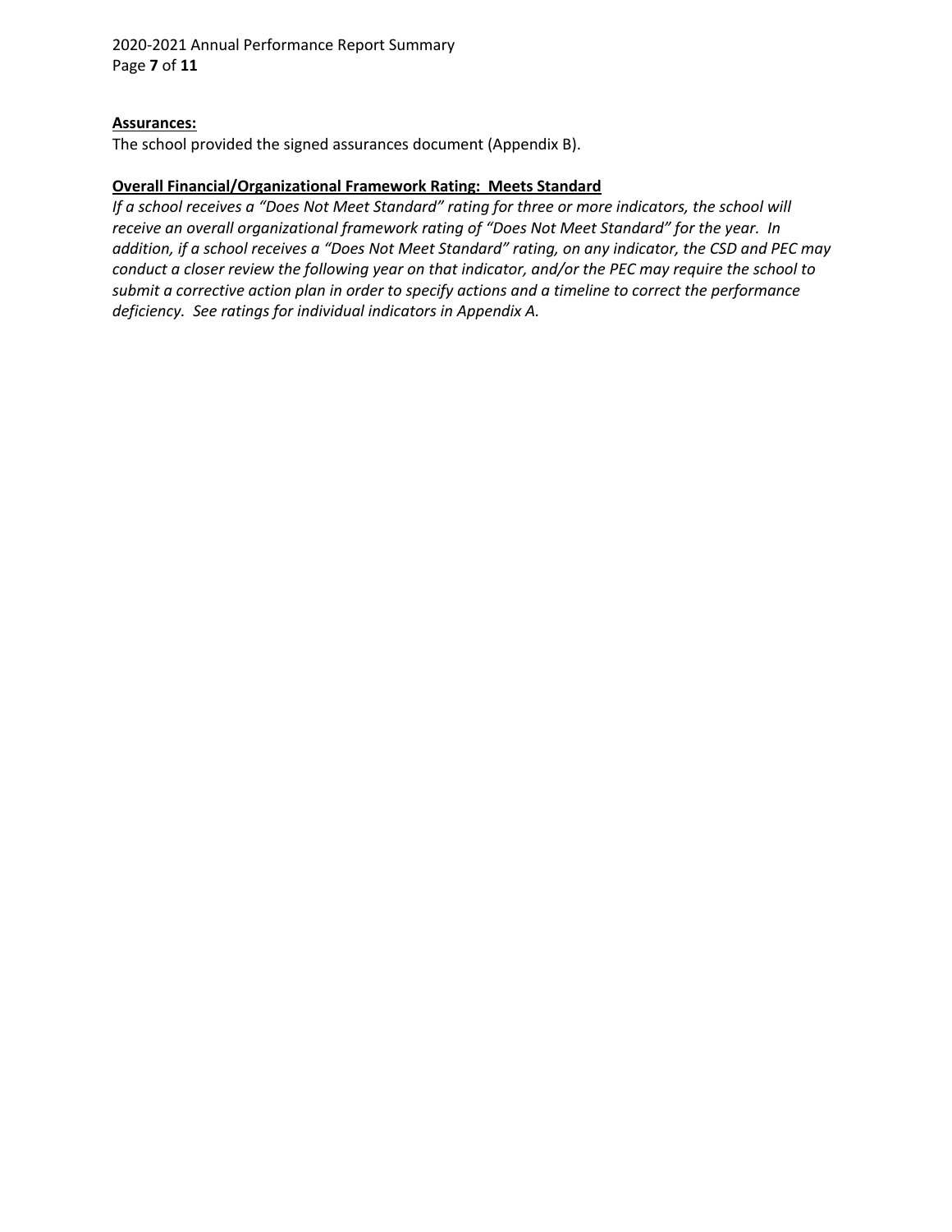**<u>Assurances:</u>**

The school provided the signed assurances document (Appendix B).

**<u>Overall Financial/Organizational Framework Rating: Meets Standard</u>**

*If a school receives a "Does Not Meet Standard" rating for three or more indicators, the school will receive an overall organizational framework rating of "Does Not Meet Standard" for the year. In addition, if a school receives a "Does Not Meet Standard" rating, on any indicator, the CSD and PEC may conduct a closer review the following year on that indicator, and/or the PEC may require the school to submit a corrective action plan in order to specify actions and a timeline to correct the performance deficiency. See ratings for individual indicators in Appendix A.*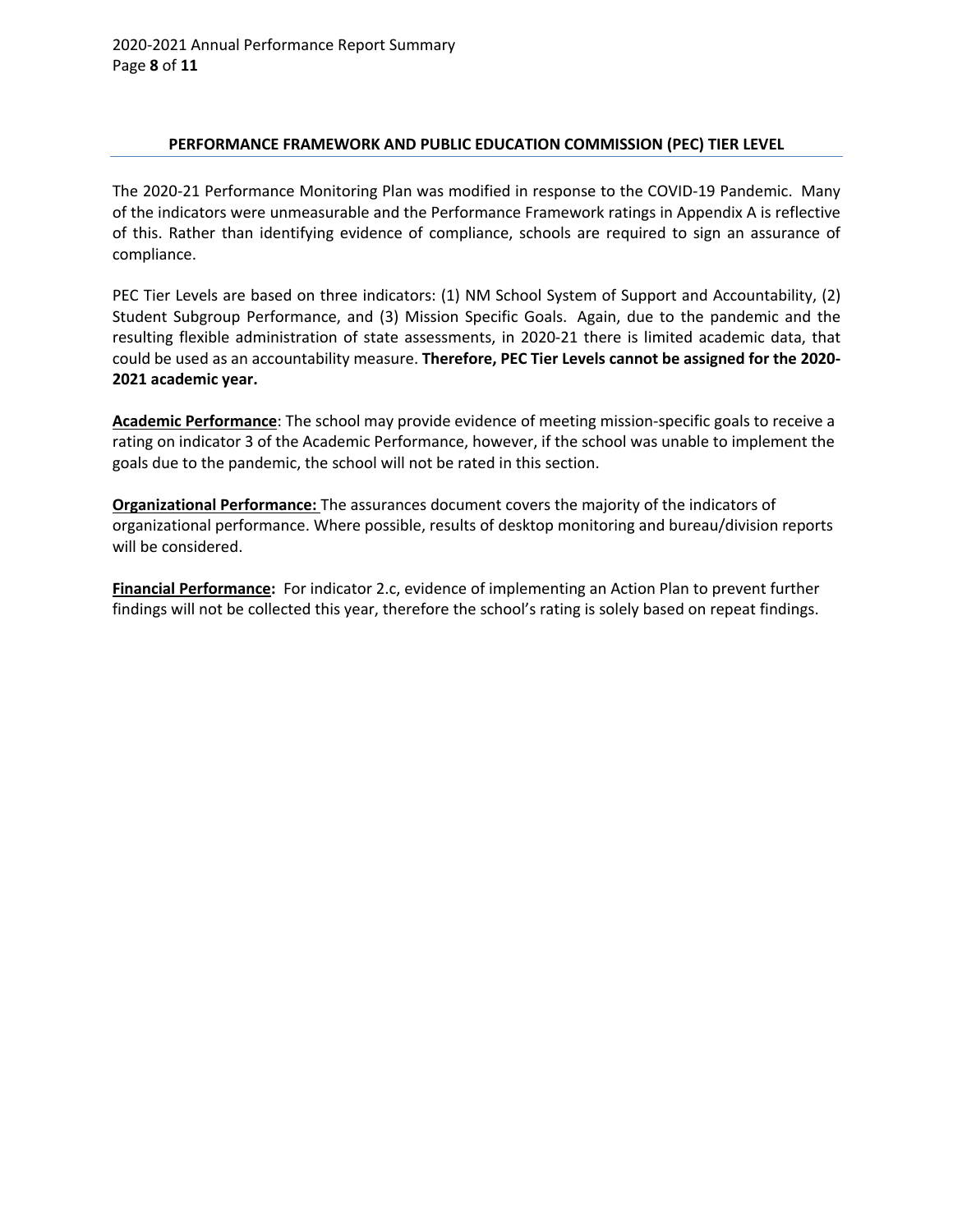## PERFORMANCE FRAMEWORK AND PUBLIC EDUCATION COMMISSION (PEC) TIER LEVEL

The 2020-21 Performance Monitoring Plan was modified in response to the COVID-19 Pandemic. Many of the indicators were unmeasurable and the Performance Framework ratings in Appendix A is reflective of this. Rather than identifying evidence of compliance, schools are required to sign an assurance of compliance.

PEC Tier Levels are based on three indicators: (1) NM School System of Support and Accountability, (2) Student Subgroup Performance, and (3) Mission Specific Goals. Again, due to the pandemic and the resulting flexible administration of state assessments, in 2020-21 there is limited academic data, that could be used as an accountability measure. **Therefore, PEC Tier Levels cannot be assigned for the 2020-2021 academic year.**

**Academic Performance**: The school may provide evidence of meeting mission-specific goals to receive a rating on indicator 3 of the Academic Performance, however, if the school was unable to implement the goals due to the pandemic, the school will not be rated in this section.

**Organizational Performance:** The assurances document covers the majority of the indicators of organizational performance. Where possible, results of desktop monitoring and bureau/division reports will be considered.

**Financial Performance:** For indicator 2.c, evidence of implementing an Action Plan to prevent further findings will not be collected this year, therefore the school's rating is solely based on repeat findings.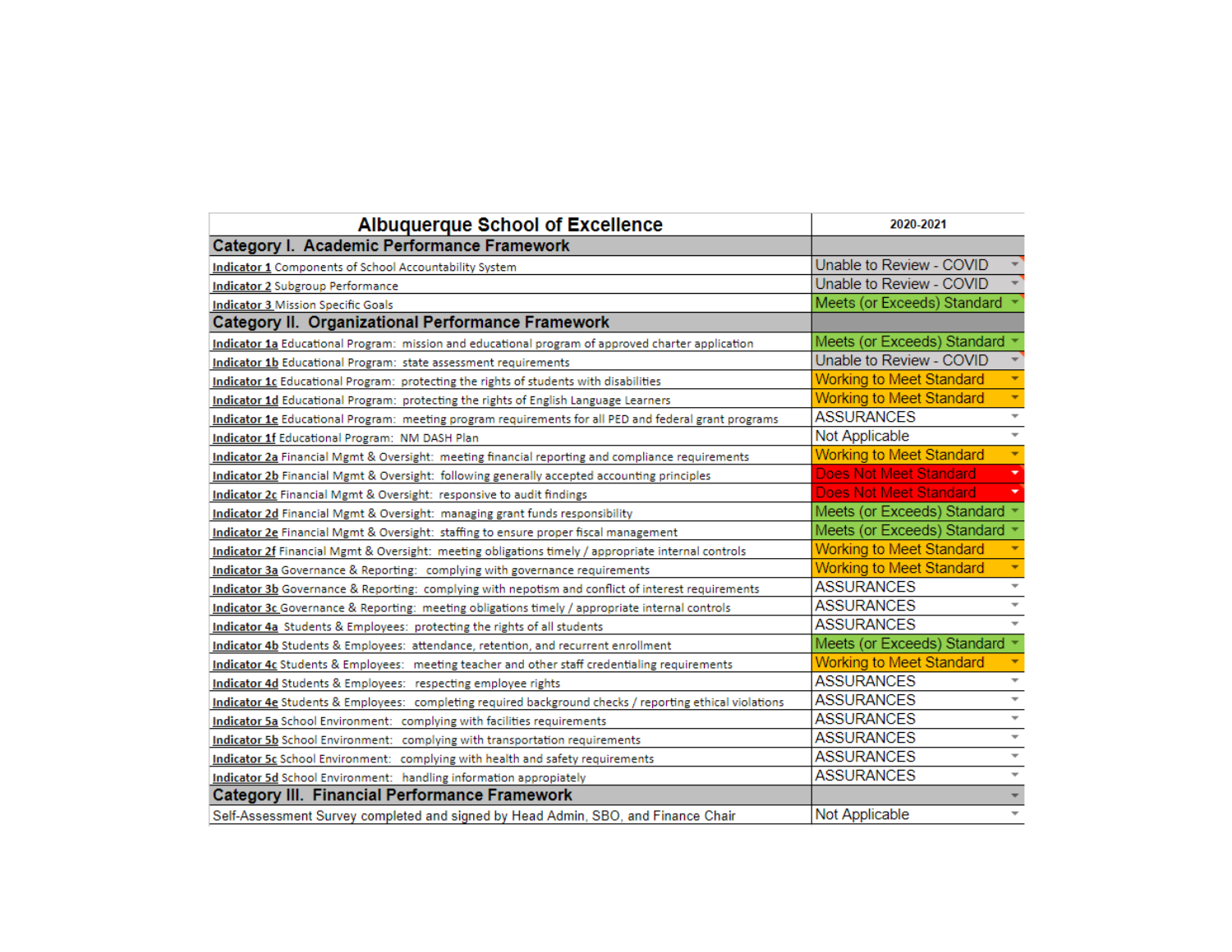| Albuquerque School of Excellence | 2020-2021 |
|---|---|
| **Category I. Academic Performance Framework** | |
| **Indicator 1** Components of School Accountability System | Unable to Review - COVID |
| **Indicator 2** Subgroup Performance | Unable to Review - COVID |
| **Indicator 3** Mission Specific Goals | Meets (or Exceeds) Standard |
| **Category II. Organizational Performance Framework** | |
| **Indicator 1a** Educational Program: mission and educational program of approved charter application | Meets (or Exceeds) Standard |
| **Indicator 1b** Educational Program: state assessment requirements | Unable to Review - COVID |
| **Indicator 1c** Educational Program: protecting the rights of students with disabilities | Working to Meet Standard |
| **Indicator 1d** Educational Program: protecting the rights of English Language Learners | Working to Meet Standard |
| **Indicator 1e** Educational Program: meeting program requirements for all PED and federal grant programs | ASSURANCES |
| **Indicator 1f** Educational Program: NM DASH Plan | Not Applicable |
| **Indicator 2a** Financial Mgmt & Oversight: meeting financial reporting and compliance requirements | Working to Meet Standard |
| **Indicator 2b** Financial Mgmt & Oversight: following generally accepted accounting principles | Does Not Meet Standard |
| **Indicator 2c** Financial Mgmt & Oversight: responsive to audit findings | Does Not Meet Standard |
| **Indicator 2d** Financial Mgmt & Oversight: managing grant funds responsibility | Meets (or Exceeds) Standard |
| **Indicator 2e** Financial Mgmt & Oversight: staffing to ensure proper fiscal management | Meets (or Exceeds) Standard |
| **Indicator 2f** Financial Mgmt & Oversight: meeting obligations timely / appropriate internal controls | Working to Meet Standard |
| **Indicator 3a** Governance & Reporting: complying with governance requirements | Working to Meet Standard |
| **Indicator 3b** Governance & Reporting: complying with nepotism and conflict of interest requirements | ASSURANCES |
| **Indicator 3c** Governance & Reporting: meeting obligations timely / appropriate internal controls | ASSURANCES |
| **Indicator 4a** Students & Employees: protecting the rights of all students | ASSURANCES |
| **Indicator 4b** Students & Employees: attendance, retention, and recurrent enrollment | Meets (or Exceeds) Standard |
| **Indicator 4c** Students & Employees: meeting teacher and other staff credentialing requirements | Working to Meet Standard |
| **Indicator 4d** Students & Employees: respecting employee rights | ASSURANCES |
| **Indicator 4e** Students & Employees: completing required background checks / reporting ethical violations | ASSURANCES |
| **Indicator 5a** School Environment: complying with facilities requirements | ASSURANCES |
| **Indicator 5b** School Environment: complying with transportation requirements | ASSURANCES |
| **Indicator 5c** School Environment: complying with health and safety requirements | ASSURANCES |
| **Indicator 5d** School Environment: handling information appropiately | ASSURANCES |
| **Category III. Financial Performance Framework** | |
| Self-Assessment Survey completed and signed by Head Admin, SBO, and Finance Chair | Not Applicable |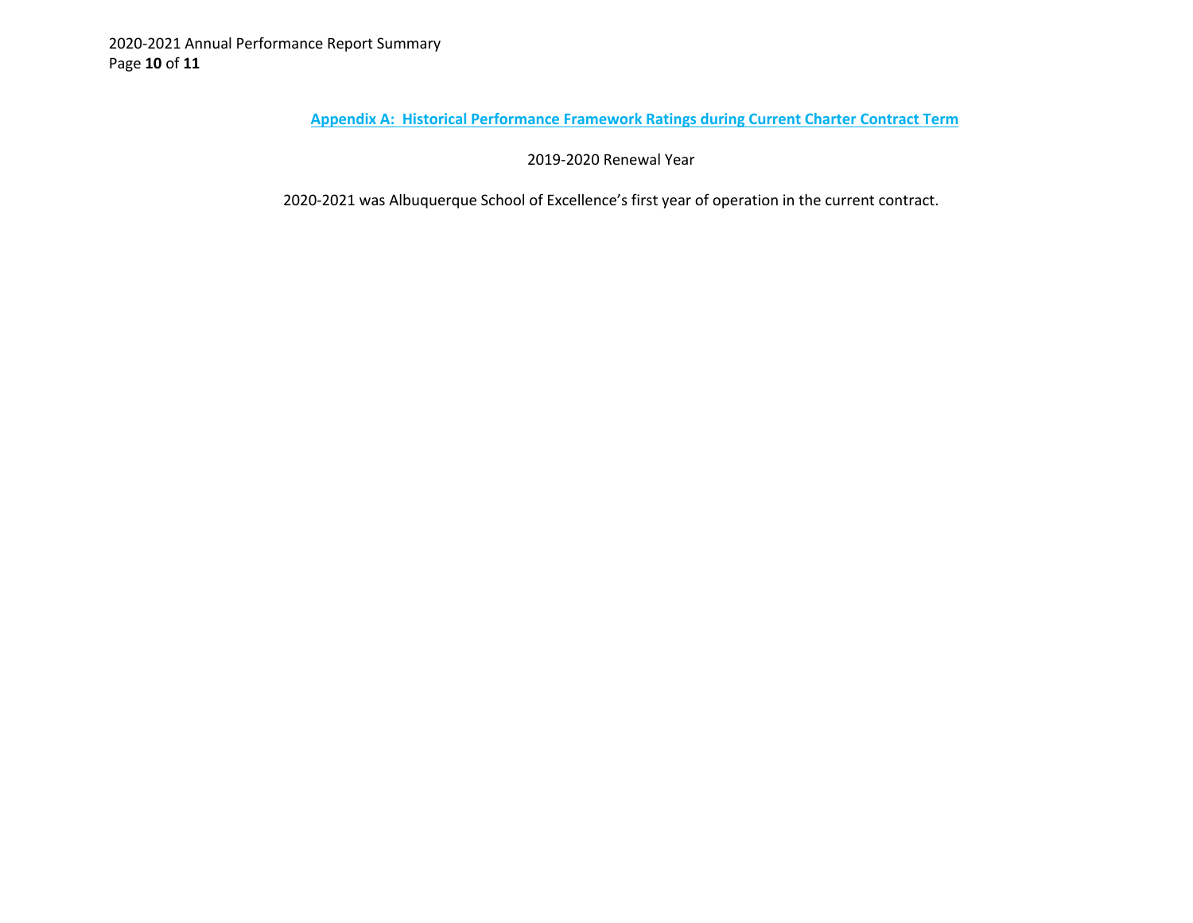## Appendix A: Historical Performance Framework Ratings during Current Charter Contract Term

2019-2020 Renewal Year

2020-2021 was Albuquerque School of Excellence's first year of operation in the current contract.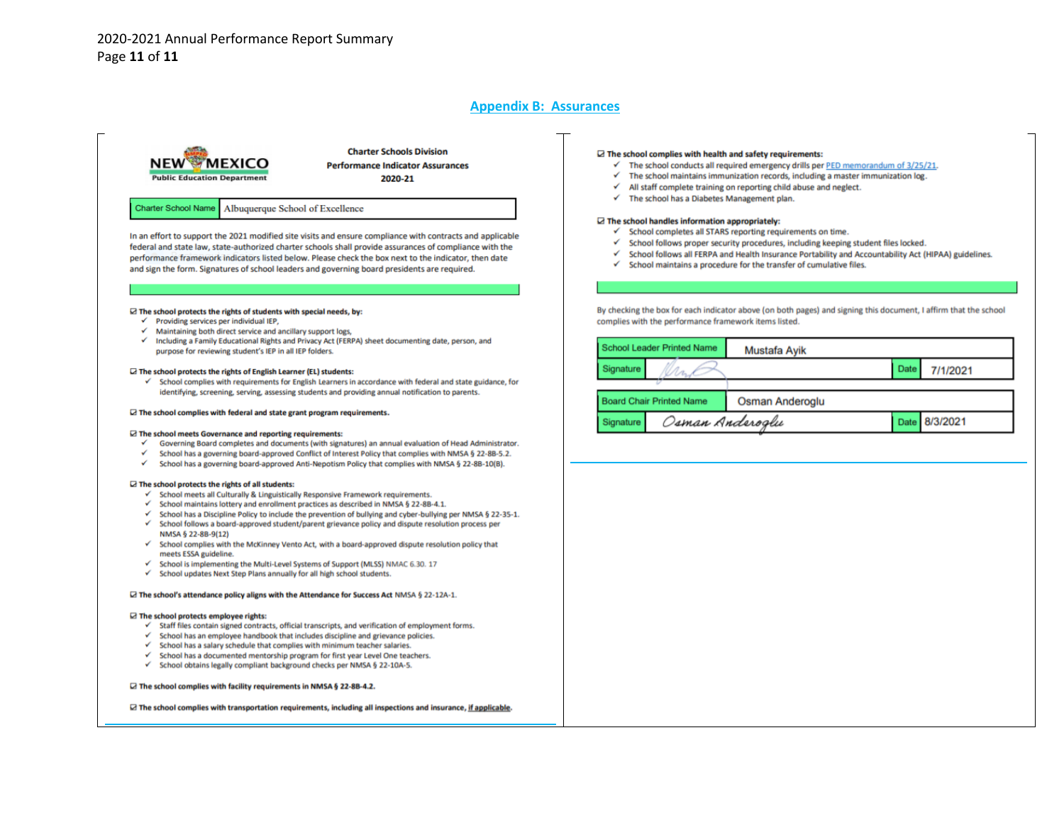## Appendix B: Assurances

**Charter Schools Division**
**Performance Indicator Assurances**
**2020-21**

NEW MEXICO Public Education Department

| Charter School Name | Albuquerque School of Excellence |
| --- | --- |

In an effort to support the 2021 modified site visits and ensure compliance with contracts and applicable federal and state law, state-authorized charter schools shall provide assurances of compliance with the performance framework indicators listed below. Please check the box next to the indicator, then date and sign the form. Signatures of school leaders and governing board presidents are required.

☑ **The school protects the rights of students with special needs, by:**
- ✓ Providing services per individual IEP,
- ✓ Maintaining both direct service and ancillary support logs,
- ✓ Including a Family Educational Rights and Privacy Act (FERPA) sheet documenting date, person, and purpose for reviewing student's IEP in all IEP folders.

☑ **The school protects the rights of English Learner (EL) students:**
- ✓ School complies with requirements for English Learners in accordance with federal and state guidance, for identifying, screening, serving, assessing students and providing annual notification to parents.

☑ **The school complies with federal and state grant program requirements.**

☑ **The school meets Governance and reporting requirements:**
- ✓ Governing Board completes and documents (with signatures) an annual evaluation of Head Administrator.
- ✓ School has a governing board-approved Conflict of Interest Policy that complies with NMSA § 22-8B-5.2.
- ✓ School has a governing board-approved Anti-Nepotism Policy that complies with NMSA § 22-8B-10(B).

☑ **The school protects the rights of all students:**
- ✓ School meets all Culturally & Linguistically Responsive Framework requirements.
- ✓ School maintains lottery and enrollment practices as described in NMSA § 22-8B-4.1.
- ✓ School has a Discipline Policy to include the prevention of bullying and cyber-bullying per NMSA § 22-35-1.
- ✓ School follows a board-approved student/parent grievance policy and dispute resolution process per NMSA § 22-8B-9(12)
- ✓ School complies with the McKinney Vento Act, with a board-approved dispute resolution policy that meets ESSA guideline.
- ✓ School is implementing the Multi-Level Systems of Support (MLSS) NMAC 6.30. 17
- ✓ School updates Next Step Plans annually for all high school students.

☑ **The school's attendance policy aligns with the Attendance for Success Act** NMSA § 22-12A-1.

☑ **The school protects employee rights:**
- ✓ Staff files contain signed contracts, official transcripts, and verification of employment forms.
- ✓ School has an employee handbook that includes discipline and grievance policies.
- ✓ School has a salary schedule that complies with minimum teacher salaries.
- ✓ School has a documented mentorship program for first year Level One teachers.
- ✓ School obtains legally compliant background checks per NMSA § 22-10A-5.

☑ **The school complies with facility requirements in NMSA § 22-8B-4.2.**

☑ **The school complies with transportation requirements, including all inspections and insurance, if applicable.**

☑ **The school complies with health and safety requirements:**
- ✓ The school conducts all required emergency drills per PED memorandum of 3/25/21.
- ✓ The school maintains immunization records, including a master immunization log.
- ✓ All staff complete training on reporting child abuse and neglect.
- ✓ The school has a Diabetes Management plan.

☑ **The school handles information appropriately:**
- ✓ School completes all STARS reporting requirements on time.
- ✓ School follows proper security procedures, including keeping student files locked.
- ✓ School follows all FERPA and Health Insurance Portability and Accountability Act (HIPAA) guidelines.
- ✓ School maintains a procedure for the transfer of cumulative files.

By checking the box for each indicator above (on both pages) and signing this document, I affirm that the school complies with the performance framework items listed.

| School Leader Printed Name | Mustafa Ayik | | |
| --- | --- | --- | --- |
| Signature | [signature] | Date | 7/1/2021 |

| Board Chair Printed Name | Osman Anderoglu | | |
| --- | --- | --- | --- |
| Signature | Osman Anderoglu | Date | 8/3/2021 |